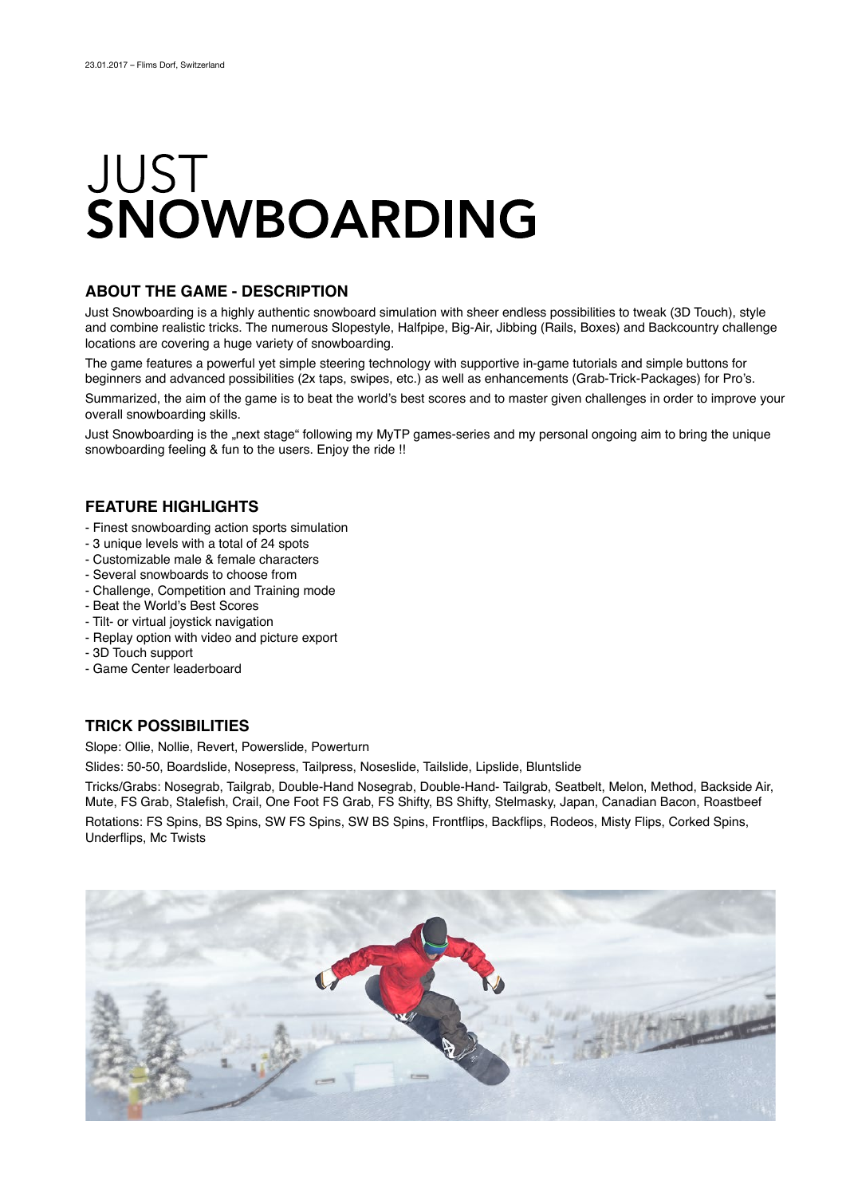23.01.2017 – Flims Dorf, Switzerland

# JUST SNOWBOARDING

### ABOUT THE GAME - DESCRIPTION

Just Snowboarding is a highly authentic snowboard simulation with sheer endless possibilities to tweak (3D Touch), style and combine realistic tricks. The numerous Slopestyle, Halfpipe, Big-Air, Jibbing (Rails, Boxes) and Backcountry challenge locations are covering a huge variety of snowboarding.

The game features a powerful yet simple steering technology with supportive in-game tutorials and simple buttons for beginners and advanced possibilities (2x taps, swipes, etc.) as well as enhancements (Grab-Trick-Packages) for Pro's.

Summarized, the aim of the game is to beat the world's best scores and to master given challenges in order to improve your overall snowboarding skills.

Just Snowboarding is the „next stage" following my MyTP games-series and my personal ongoing aim to bring the unique snowboarding feeling & fun to the users. Enjoy the ride !!

### FEATURE HIGHLIGHTS

- Finest snowboarding action sports simulation
- 3 unique levels with a total of 24 spots
- Customizable male & female characters
- Several snowboards to choose from
- Challenge, Competition and Training mode
- Beat the World's Best Scores
- Tilt- or virtual joystick navigation
- Replay option with video and picture export
- 3D Touch support
- Game Center leaderboard

### TRICK POSSIBILITIES

Slope: Ollie, Nollie, Revert, Powerslide, Powerturn

Slides: 50-50, Boardslide, Nosepress, Tailpress, Noseslide, Tailslide, Lipslide, Bluntslide

Tricks/Grabs: Nosegrab, Tailgrab, Double-Hand Nosegrab, Double-Hand- Tailgrab, Seatbelt, Melon, Method, Backside Air, Mute, FS Grab, Stalefish, Crail, One Foot FS Grab, FS Shifty, BS Shifty, Stelmasky, Japan, Canadian Bacon, Roastbeef

Rotations: FS Spins, BS Spins, SW FS Spins, SW BS Spins, Frontflips, Backflips, Rodeos, Misty Flips, Corked Spins, Underflips, Mc Twists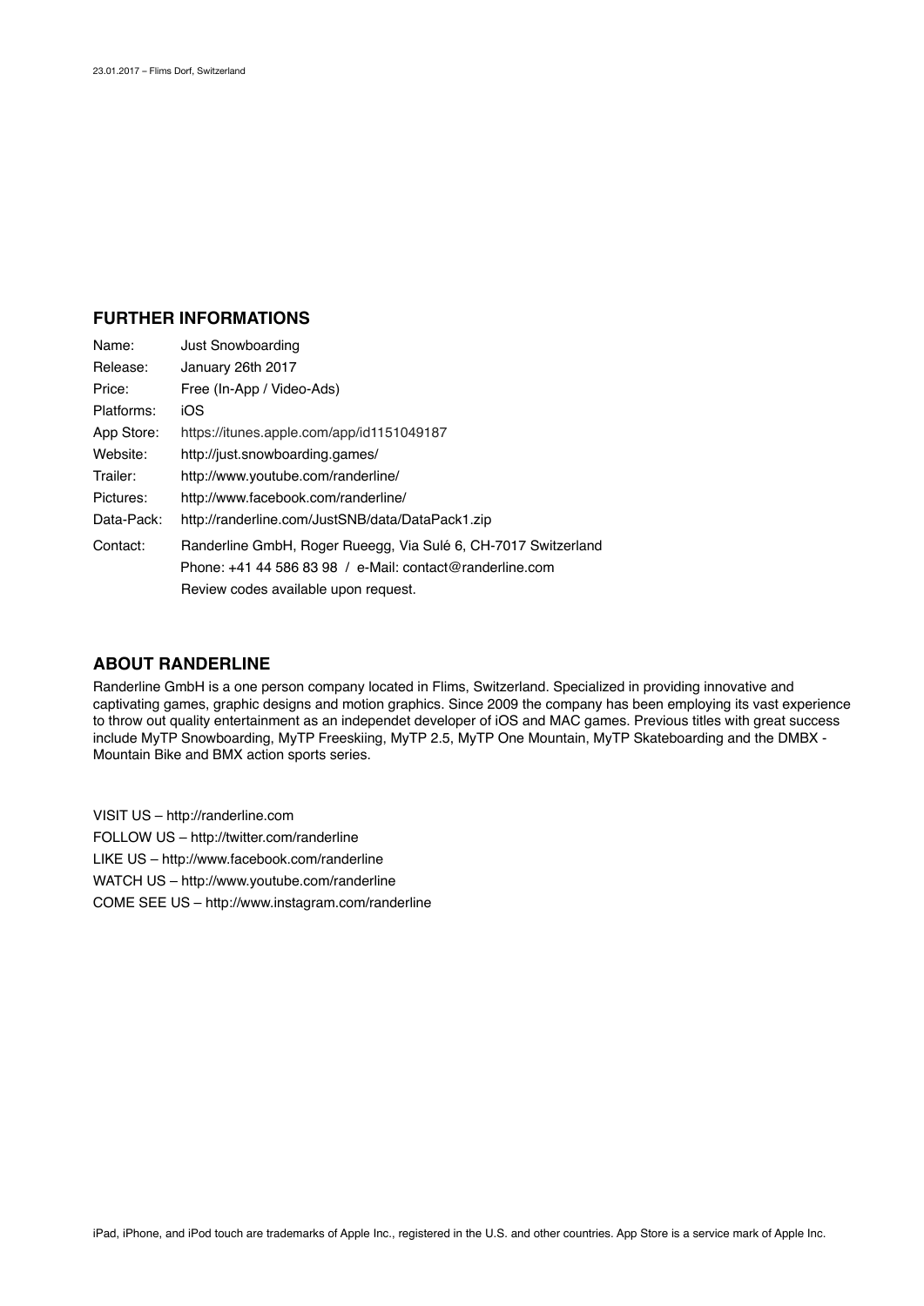23.01.2017 – Flims Dorf, Switzerland

## FURTHER INFORMATIONS

| | |
|---|---|
| Name: | Just Snowboarding |
| Release: | January 26th 2017 |
| Price: | Free (In-App / Video-Ads) |
| Platforms: | iOS |
| App Store: | https://itunes.apple.com/app/id1151049187 |
| Website: | http://just.snowboarding.games/ |
| Trailer: | http://www.youtube.com/randerline/ |
| Pictures: | http://www.facebook.com/randerline/ |
| Data-Pack: | http://randerline.com/JustSNB/data/DataPack1.zip |
| Contact: | Randerline GmbH, Roger Rueegg, Via Sulé 6, CH-7017 Switzerland<br>Phone: +41 44 586 83 98 / e-Mail: contact@randerline.com<br>Review codes available upon request. |

## ABOUT RANDERLINE

Randerline GmbH is a one person company located in Flims, Switzerland. Specialized in providing innovative and captivating games, graphic designs and motion graphics. Since 2009 the company has been employing its vast experience to throw out quality entertainment as an independet developer of iOS and MAC games. Previous titles with great success include MyTP Snowboarding, MyTP Freeskiing, MyTP 2.5, MyTP One Mountain, MyTP Skateboarding and the DMBX - Mountain Bike and BMX action sports series.

VISIT US – http://randerline.com

FOLLOW US – http://twitter.com/randerline

LIKE US – http://www.facebook.com/randerline

WATCH US – http://www.youtube.com/randerline

COME SEE US – http://www.instagram.com/randerline

iPad, iPhone, and iPod touch are trademarks of Apple Inc., registered in the U.S. and other countries. App Store is a service mark of Apple Inc.